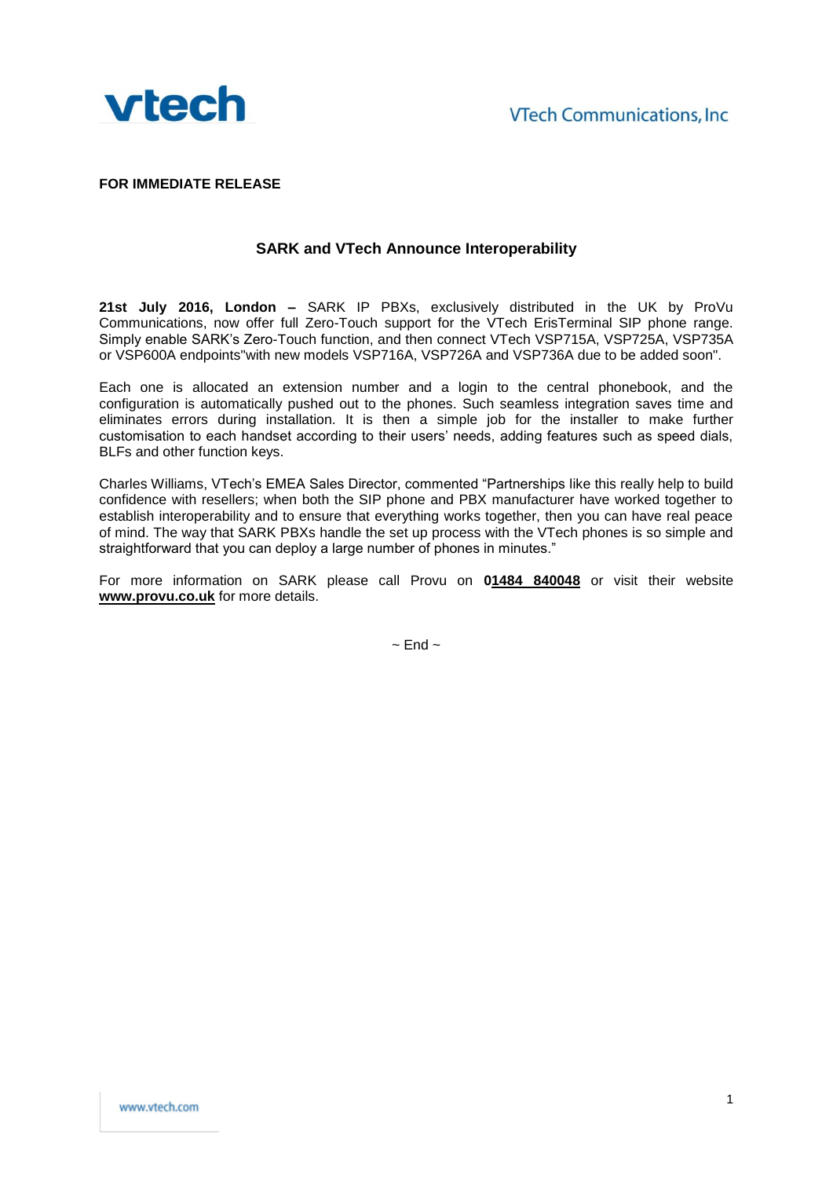vtech

VTech Communications, Inc

**FOR IMMEDIATE RELEASE**

## SARK and VTech Announce Interoperability

**21st July 2016, London –** SARK IP PBXs, exclusively distributed in the UK by ProVu Communications, now offer full Zero-Touch support for the VTech ErisTerminal SIP phone range. Simply enable SARK's Zero-Touch function, and then connect VTech VSP715A, VSP725A, VSP735A or VSP600A endpoints"with new models VSP716A, VSP726A and VSP736A due to be added soon".

Each one is allocated an extension number and a login to the central phonebook, and the configuration is automatically pushed out to the phones. Such seamless integration saves time and eliminates errors during installation. It is then a simple job for the installer to make further customisation to each handset according to their users' needs, adding features such as speed dials, BLFs and other function keys.

Charles Williams, VTech's EMEA Sales Director, commented "Partnerships like this really help to build confidence with resellers; when both the SIP phone and PBX manufacturer have worked together to establish interoperability and to ensure that everything works together, then you can have real peace of mind. The way that SARK PBXs handle the set up process with the VTech phones is so simple and straightforward that you can deploy a large number of phones in minutes."

For more information on SARK please call Provu on **01484 840048** or visit their website **www.provu.co.uk** for more details.

~ End ~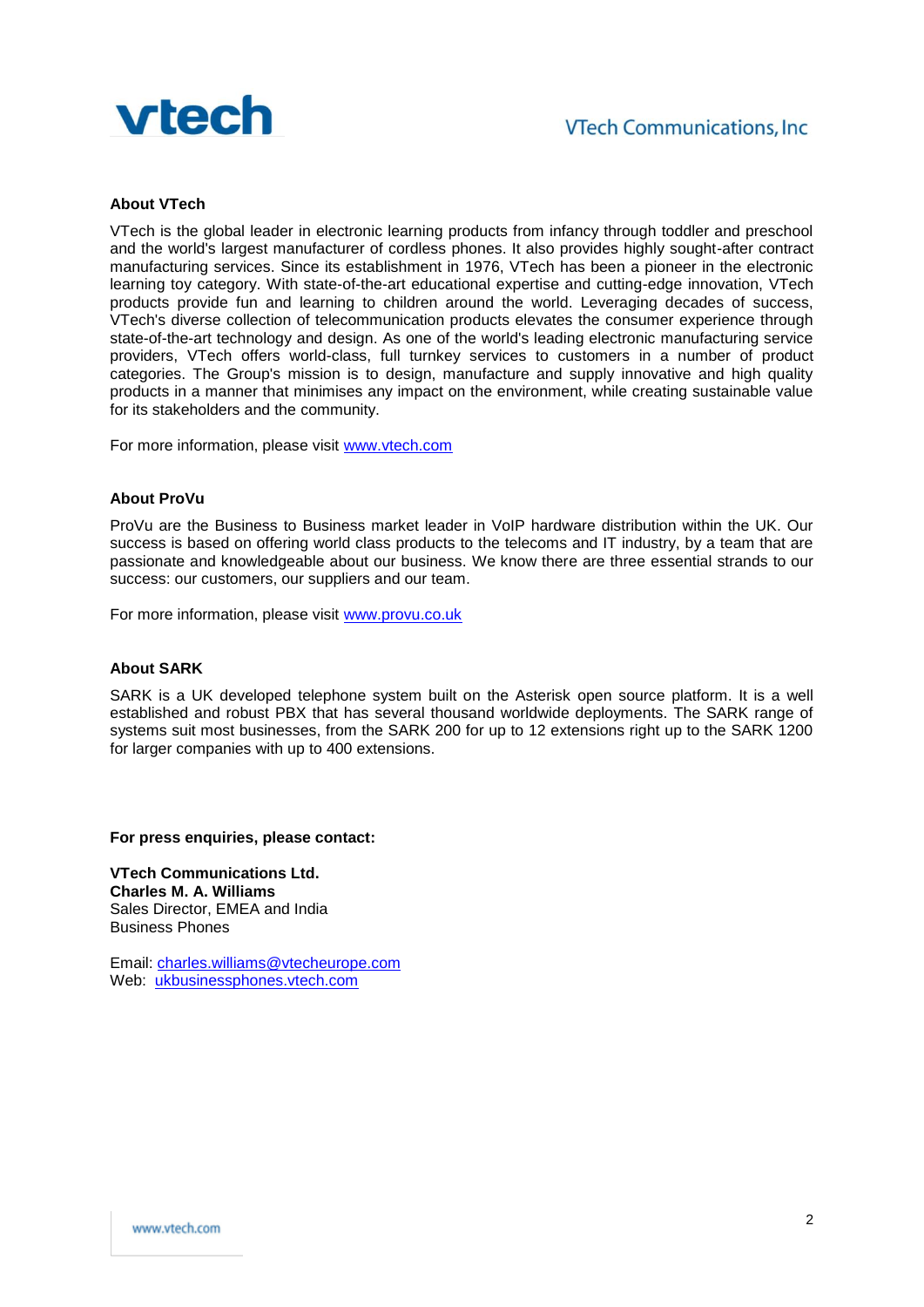## About VTech

VTech is the global leader in electronic learning products from infancy through toddler and preschool and the world's largest manufacturer of cordless phones. It also provides highly sought-after contract manufacturing services. Since its establishment in 1976, VTech has been a pioneer in the electronic learning toy category. With state-of-the-art educational expertise and cutting-edge innovation, VTech products provide fun and learning to children around the world. Leveraging decades of success, VTech's diverse collection of telecommunication products elevates the consumer experience through state-of-the-art technology and design. As one of the world's leading electronic manufacturing service providers, VTech offers world-class, full turnkey services to customers in a number of product categories. The Group's mission is to design, manufacture and supply innovative and high quality products in a manner that minimises any impact on the environment, while creating sustainable value for its stakeholders and the community.

For more information, please visit www.vtech.com

## About ProVu

ProVu are the Business to Business market leader in VoIP hardware distribution within the UK. Our success is based on offering world class products to the telecoms and IT industry, by a team that are passionate and knowledgeable about our business. We know there are three essential strands to our success: our customers, our suppliers and our team.

For more information, please visit www.provu.co.uk

## About SARK

SARK is a UK developed telephone system built on the Asterisk open source platform. It is a well established and robust PBX that has several thousand worldwide deployments. The SARK range of systems suit most businesses, from the SARK 200 for up to 12 extensions right up to the SARK 1200 for larger companies with up to 400 extensions.

**For press enquiries, please contact:**

**VTech Communications Ltd.**
**Charles M. A. Williams**
Sales Director, EMEA and India
Business Phones

Email: charles.williams@vtecheurope.com
Web: ukbusinessphones.vtech.com